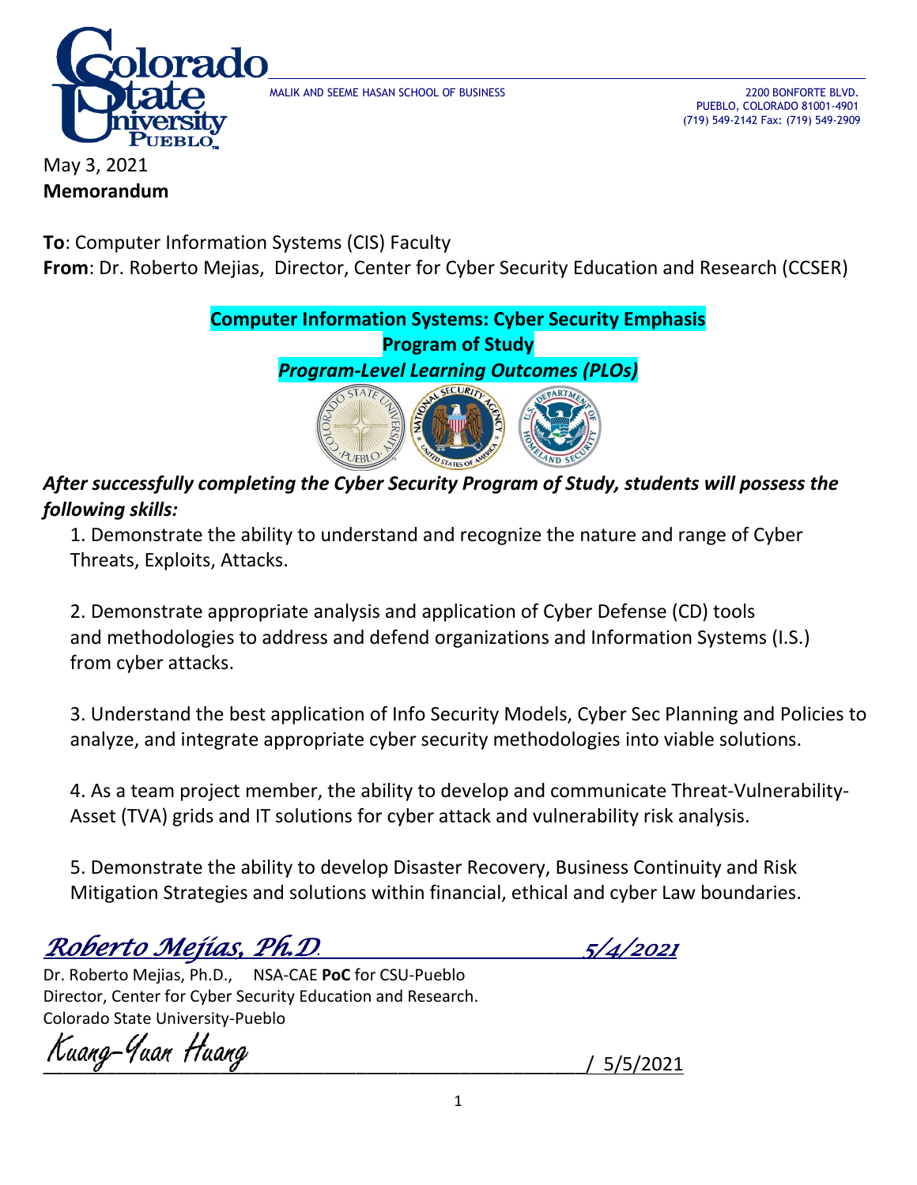MALIK AND SEEME HASAN SCHOOL OF BUSINESS

2200 BONFORTE BLVD.
PUEBLO, COLORADO 81001-4901
(719) 549-2142 Fax: (719) 549-2909

May 3, 2021

**Memorandum**

**To**: Computer Information Systems (CIS) Faculty
**From**: Dr. Roberto Mejias, Director, Center for Cyber Security Education and Research (CCSER)

**Computer Information Systems: Cyber Security Emphasis**
**Program of Study**
***Program-Level Learning Outcomes (PLOs)***

***After successfully completing the Cyber Security Program of Study, students will possess the following skills:***

1. Demonstrate the ability to understand and recognize the nature and range of Cyber Threats, Exploits, Attacks.

2. Demonstrate appropriate analysis and application of Cyber Defense (CD) tools and methodologies to address and defend organizations and Information Systems (I.S.) from cyber attacks.

3. Understand the best application of Info Security Models, Cyber Sec Planning and Policies to analyze, and integrate appropriate cyber security methodologies into viable solutions.

4. As a team project member, the ability to develop and communicate Threat-Vulnerability-Asset (TVA) grids and IT solutions for cyber attack and vulnerability risk analysis.

5. Demonstrate the ability to develop Disaster Recovery, Business Continuity and Risk Mitigation Strategies and solutions within financial, ethical and cyber Law boundaries.

*Roberto Mejias, Ph.D.* *5/4/2021*

Dr. Roberto Mejias, Ph.D., NSA-CAE **PoC** for CSU-Pueblo
Director, Center for Cyber Security Education and Research.
Colorado State University-Pueblo

*Kuang-Yuan Huang* / 5/5/2021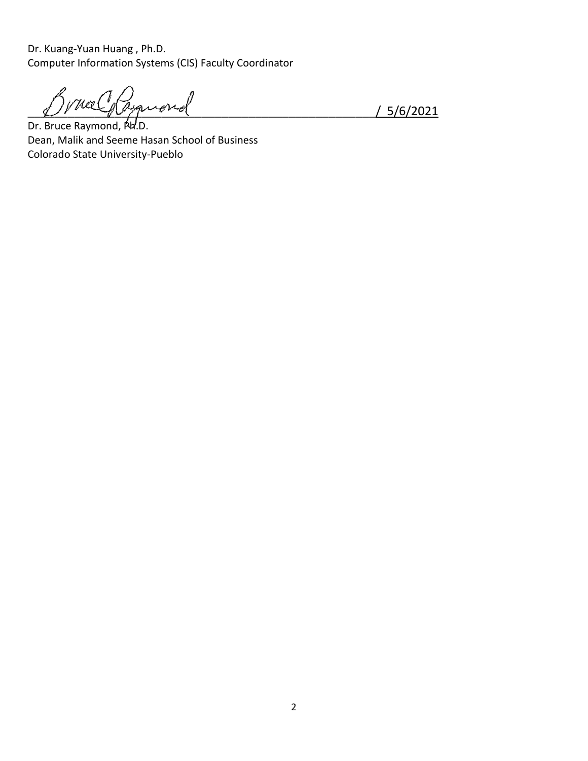Dr. Kuang-Yuan Huang , Ph.D.
Computer Information Systems (CIS) Faculty Coordinator

______________________________________________ / 5/6/2021

Dr. Bruce Raymond, Ph.D.
Dean, Malik and Seeme Hasan School of Business
Colorado State University-Pueblo